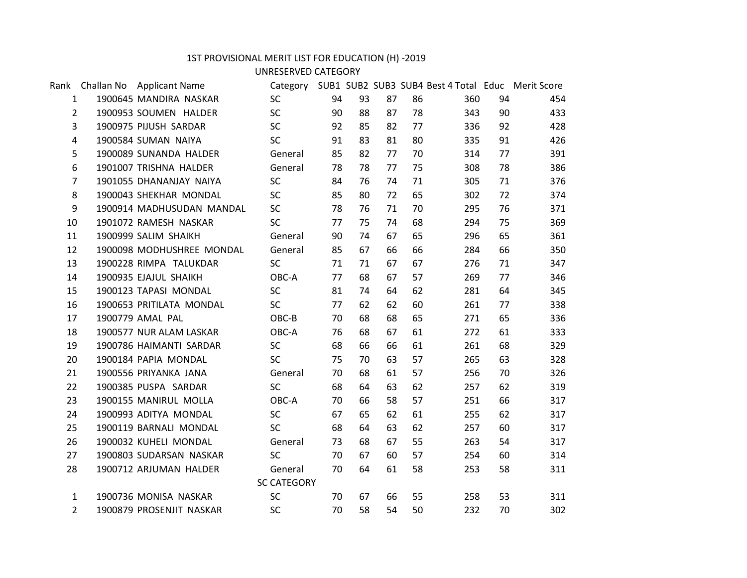# 1ST PROVISIONAL MERIT LIST FOR EDUCATION (H) -2019

## UNRESERVED CATEGORY

| Rank | Challan No | Applicant Name | Category | SUB1 | SUB2 | SUB3 | SUB4 | Best 4 Total | Educ | Merit Score |
|---|---|---|---|---|---|---|---|---|---|---|
| 1 | 1900645 | MANDIRA NASKAR | SC | 94 | 93 | 87 | 86 | 360 | 94 | 454 |
| 2 | 1900953 | SOUMEN HALDER | SC | 90 | 88 | 87 | 78 | 343 | 90 | 433 |
| 3 | 1900975 | PIJUSH SARDAR | SC | 92 | 85 | 82 | 77 | 336 | 92 | 428 |
| 4 | 1900584 | SUMAN NAIYA | SC | 91 | 83 | 81 | 80 | 335 | 91 | 426 |
| 5 | 1900089 | SUNANDA HALDER | General | 85 | 82 | 77 | 70 | 314 | 77 | 391 |
| 6 | 1901007 | TRISHNA HALDER | General | 78 | 78 | 77 | 75 | 308 | 78 | 386 |
| 7 | 1901055 | DHANANJAY NAIYA | SC | 84 | 76 | 74 | 71 | 305 | 71 | 376 |
| 8 | 1900043 | SHEKHAR MONDAL | SC | 85 | 80 | 72 | 65 | 302 | 72 | 374 |
| 9 | 1900914 | MADHUSUDAN MANDAL | SC | 78 | 76 | 71 | 70 | 295 | 76 | 371 |
| 10 | 1901072 | RAMESH NASKAR | SC | 77 | 75 | 74 | 68 | 294 | 75 | 369 |
| 11 | 1900999 | SALIM SHAIKH | General | 90 | 74 | 67 | 65 | 296 | 65 | 361 |
| 12 | 1900098 | MODHUSHREE MONDAL | General | 85 | 67 | 66 | 66 | 284 | 66 | 350 |
| 13 | 1900228 | RIMPA TALUKDAR | SC | 71 | 71 | 67 | 67 | 276 | 71 | 347 |
| 14 | 1900935 | EJAJUL SHAIKH | OBC-A | 77 | 68 | 67 | 57 | 269 | 77 | 346 |
| 15 | 1900123 | TAPASI MONDAL | SC | 81 | 74 | 64 | 62 | 281 | 64 | 345 |
| 16 | 1900653 | PRITILATA MONDAL | SC | 77 | 62 | 62 | 60 | 261 | 77 | 338 |
| 17 | 1900779 | AMAL PAL | OBC-B | 70 | 68 | 68 | 65 | 271 | 65 | 336 |
| 18 | 1900577 | NUR ALAM LASKAR | OBC-A | 76 | 68 | 67 | 61 | 272 | 61 | 333 |
| 19 | 1900786 | HAIMANTI SARDAR | SC | 68 | 66 | 66 | 61 | 261 | 68 | 329 |
| 20 | 1900184 | PAPIA MONDAL | SC | 75 | 70 | 63 | 57 | 265 | 63 | 328 |
| 21 | 1900556 | PRIYANKA JANA | General | 70 | 68 | 61 | 57 | 256 | 70 | 326 |
| 22 | 1900385 | PUSPA SARDAR | SC | 68 | 64 | 63 | 62 | 257 | 62 | 319 |
| 23 | 1900155 | MANIRUL MOLLA | OBC-A | 70 | 66 | 58 | 57 | 251 | 66 | 317 |
| 24 | 1900993 | ADITYA MONDAL | SC | 67 | 65 | 62 | 61 | 255 | 62 | 317 |
| 25 | 1900119 | BARNALI MONDAL | SC | 68 | 64 | 63 | 62 | 257 | 60 | 317 |
| 26 | 1900032 | KUHELI MONDAL | General | 73 | 68 | 67 | 55 | 263 | 54 | 317 |
| 27 | 1900803 | SUDARSAN NASKAR | SC | 70 | 67 | 60 | 57 | 254 | 60 | 314 |
| 28 | 1900712 | ARJUMAN HALDER | General | 70 | 64 | 61 | 58 | 253 | 58 | 311 |

## SC CATEGORY

| Rank | Challan No | Applicant Name | Category | SUB1 | SUB2 | SUB3 | SUB4 | Best 4 Total | Educ | Merit Score |
|---|---|---|---|---|---|---|---|---|---|---|
| 1 | 1900736 | MONISA NASKAR | SC | 70 | 67 | 66 | 55 | 258 | 53 | 311 |
| 2 | 1900879 | PROSENJIT NASKAR | SC | 70 | 58 | 54 | 50 | 232 | 70 | 302 |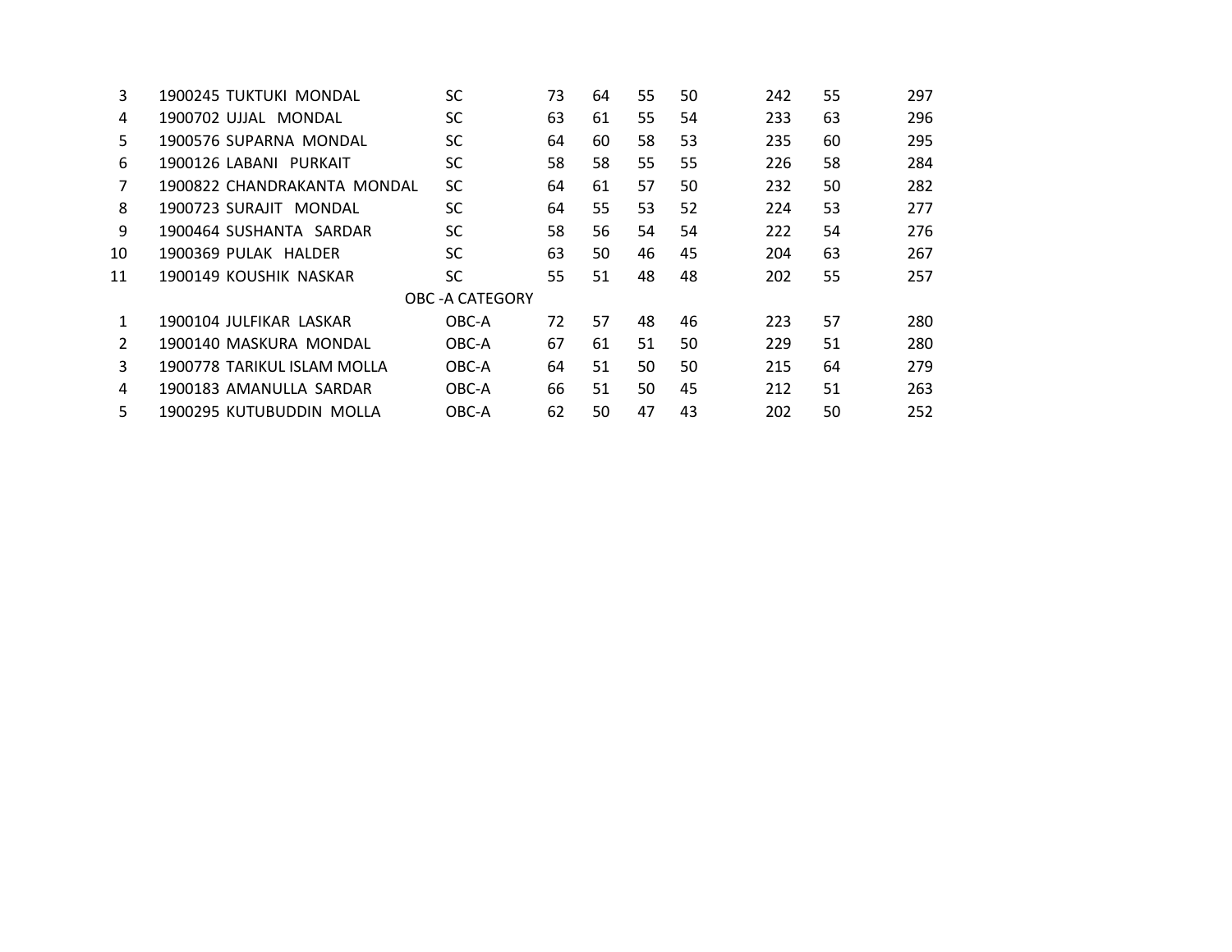| | | | | | | | | | | |
|---|---|---|---|---|---|---|---|---|---|---|
| 3 | 1900245 | TUKTUKI MONDAL | SC | 73 | 64 | 55 | 50 | 242 | 55 | 297 |
| 4 | 1900702 | UJJAL MONDAL | SC | 63 | 61 | 55 | 54 | 233 | 63 | 296 |
| 5 | 1900576 | SUPARNA MONDAL | SC | 64 | 60 | 58 | 53 | 235 | 60 | 295 |
| 6 | 1900126 | LABANI PURKAIT | SC | 58 | 58 | 55 | 55 | 226 | 58 | 284 |
| 7 | 1900822 | CHANDRAKANTA MONDAL | SC | 64 | 61 | 57 | 50 | 232 | 50 | 282 |
| 8 | 1900723 | SURAJIT MONDAL | SC | 64 | 55 | 53 | 52 | 224 | 53 | 277 |
| 9 | 1900464 | SUSHANTA SARDAR | SC | 58 | 56 | 54 | 54 | 222 | 54 | 276 |
| 10 | 1900369 | PULAK HALDER | SC | 63 | 50 | 46 | 45 | 204 | 63 | 267 |
| 11 | 1900149 | KOUSHIK NASKAR | SC | 55 | 51 | 48 | 48 | 202 | 55 | 257 |
| | | | OBC -A CATEGORY | | | | | | | |
| 1 | 1900104 | JULFIKAR LASKAR | OBC-A | 72 | 57 | 48 | 46 | 223 | 57 | 280 |
| 2 | 1900140 | MASKURA MONDAL | OBC-A | 67 | 61 | 51 | 50 | 229 | 51 | 280 |
| 3 | 1900778 | TARIKUL ISLAM MOLLA | OBC-A | 64 | 51 | 50 | 50 | 215 | 64 | 279 |
| 4 | 1900183 | AMANULLA SARDAR | OBC-A | 66 | 51 | 50 | 45 | 212 | 51 | 263 |
| 5 | 1900295 | KUTUBUDDIN MOLLA | OBC-A | 62 | 50 | 47 | 43 | 202 | 50 | 252 |